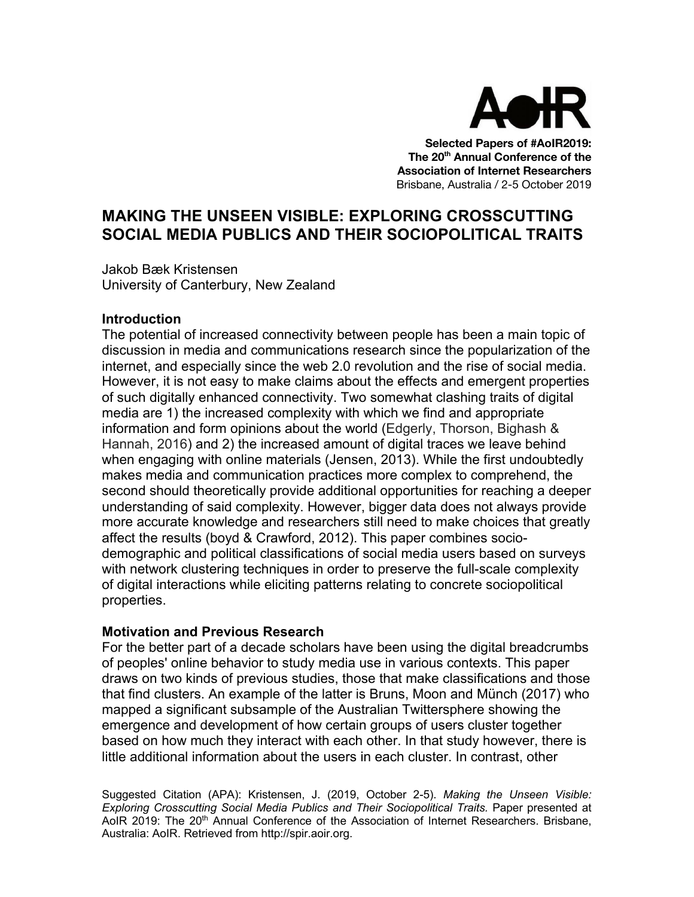AoIR

**Selected Papers of #AoIR2019:**
**The 20th Annual Conference of the Association of Internet Researchers**
Brisbane, Australia / 2-5 October 2019

# MAKING THE UNSEEN VISIBLE: EXPLORING CROSSCUTTING SOCIAL MEDIA PUBLICS AND THEIR SOCIOPOLITICAL TRAITS

Jakob Bæk Kristensen
University of Canterbury, New Zealand

## Introduction

The potential of increased connectivity between people has been a main topic of discussion in media and communications research since the popularization of the internet, and especially since the web 2.0 revolution and the rise of social media. However, it is not easy to make claims about the effects and emergent properties of such digitally enhanced connectivity. Two somewhat clashing traits of digital media are 1) the increased complexity with which we find and appropriate information and form opinions about the world (Edgerly, Thorson, Bighash & Hannah, 2016) and 2) the increased amount of digital traces we leave behind when engaging with online materials (Jensen, 2013). While the first undoubtedly makes media and communication practices more complex to comprehend, the second should theoretically provide additional opportunities for reaching a deeper understanding of said complexity. However, bigger data does not always provide more accurate knowledge and researchers still need to make choices that greatly affect the results (boyd & Crawford, 2012). This paper combines socio-demographic and political classifications of social media users based on surveys with network clustering techniques in order to preserve the full-scale complexity of digital interactions while eliciting patterns relating to concrete sociopolitical properties.

## Motivation and Previous Research

For the better part of a decade scholars have been using the digital breadcrumbs of peoples' online behavior to study media use in various contexts. This paper draws on two kinds of previous studies, those that make classifications and those that find clusters. An example of the latter is Bruns, Moon and Münch (2017) who mapped a significant subsample of the Australian Twittersphere showing the emergence and development of how certain groups of users cluster together based on how much they interact with each other. In that study however, there is little additional information about the users in each cluster. In contrast, other

Suggested Citation (APA): Kristensen, J. (2019, October 2-5). *Making the Unseen Visible: Exploring Crosscutting Social Media Publics and Their Sociopolitical Traits.* Paper presented at AoIR 2019: The 20th Annual Conference of the Association of Internet Researchers. Brisbane, Australia: AoIR. Retrieved from http://spir.aoir.org.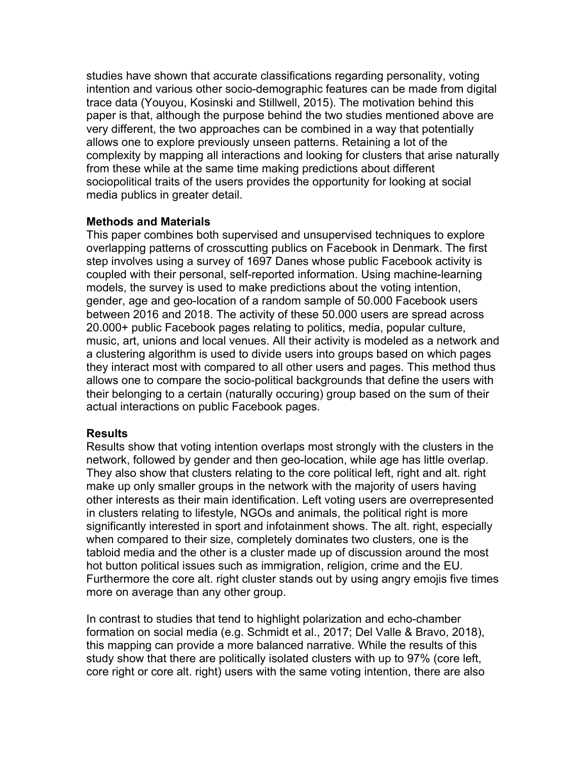studies have shown that accurate classifications regarding personality, voting intention and various other socio-demographic features can be made from digital trace data (Youyou, Kosinski and Stillwell, 2015). The motivation behind this paper is that, although the purpose behind the two studies mentioned above are very different, the two approaches can be combined in a way that potentially allows one to explore previously unseen patterns. Retaining a lot of the complexity by mapping all interactions and looking for clusters that arise naturally from these while at the same time making predictions about different sociopolitical traits of the users provides the opportunity for looking at social media publics in greater detail.

**Methods and Materials**

This paper combines both supervised and unsupervised techniques to explore overlapping patterns of crosscutting publics on Facebook in Denmark. The first step involves using a survey of 1697 Danes whose public Facebook activity is coupled with their personal, self-reported information. Using machine-learning models, the survey is used to make predictions about the voting intention, gender, age and geo-location of a random sample of 50.000 Facebook users between 2016 and 2018. The activity of these 50.000 users are spread across 20.000+ public Facebook pages relating to politics, media, popular culture, music, art, unions and local venues. All their activity is modeled as a network and a clustering algorithm is used to divide users into groups based on which pages they interact most with compared to all other users and pages. This method thus allows one to compare the socio-political backgrounds that define the users with their belonging to a certain (naturally occuring) group based on the sum of their actual interactions on public Facebook pages.

**Results**

Results show that voting intention overlaps most strongly with the clusters in the network, followed by gender and then geo-location, while age has little overlap. They also show that clusters relating to the core political left, right and alt. right make up only smaller groups in the network with the majority of users having other interests as their main identification. Left voting users are overrepresented in clusters relating to lifestyle, NGOs and animals, the political right is more significantly interested in sport and infotainment shows. The alt. right, especially when compared to their size, completely dominates two clusters, one is the tabloid media and the other is a cluster made up of discussion around the most hot button political issues such as immigration, religion, crime and the EU. Furthermore the core alt. right cluster stands out by using angry emojis five times more on average than any other group.

In contrast to studies that tend to highlight polarization and echo-chamber formation on social media (e.g. Schmidt et al., 2017; Del Valle & Bravo, 2018), this mapping can provide a more balanced narrative. While the results of this study show that there are politically isolated clusters with up to 97% (core left, core right or core alt. right) users with the same voting intention, there are also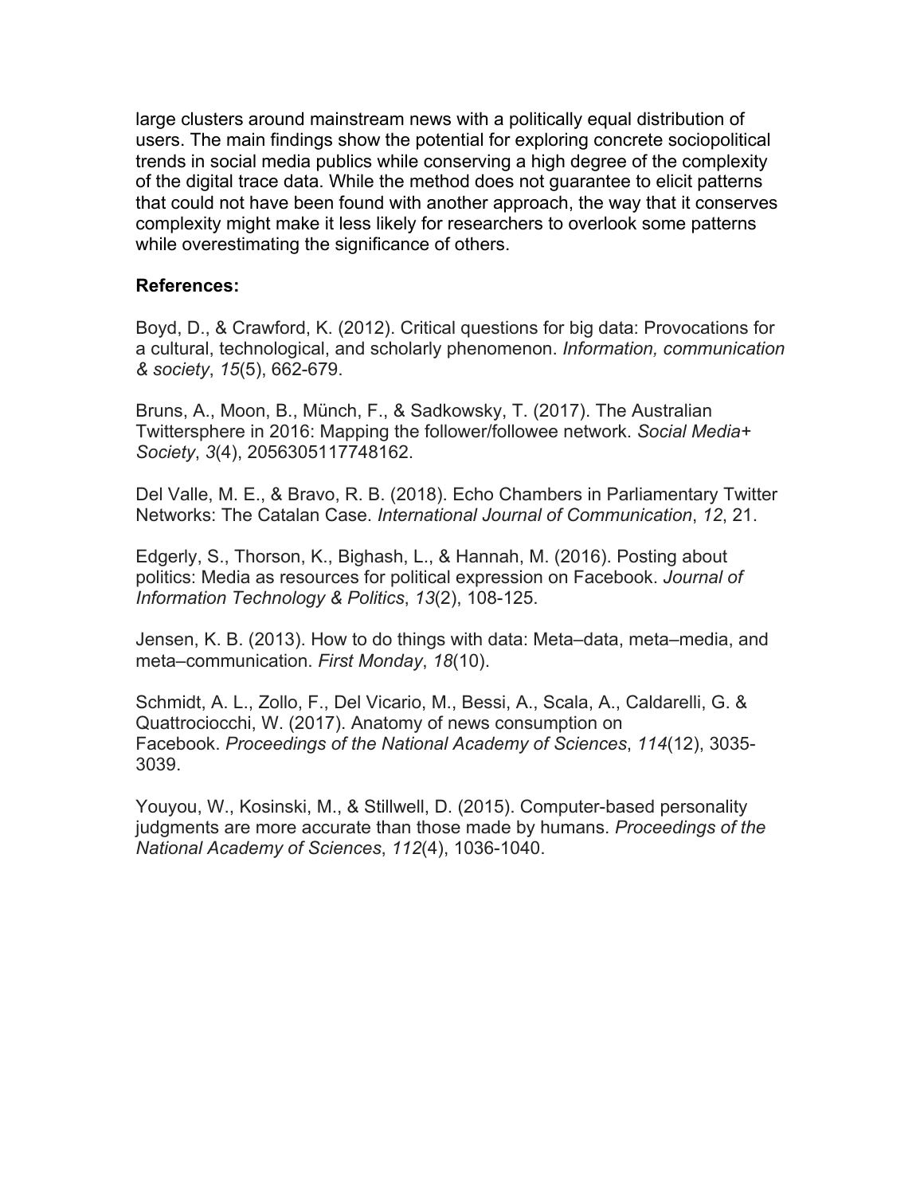large clusters around mainstream news with a politically equal distribution of users. The main findings show the potential for exploring concrete sociopolitical trends in social media publics while conserving a high degree of the complexity of the digital trace data. While the method does not guarantee to elicit patterns that could not have been found with another approach, the way that it conserves complexity might make it less likely for researchers to overlook some patterns while overestimating the significance of others.

**References:**

Boyd, D., & Crawford, K. (2012). Critical questions for big data: Provocations for a cultural, technological, and scholarly phenomenon. *Information, communication & society*, *15*(5), 662-679.

Bruns, A., Moon, B., Münch, F., & Sadkowsky, T. (2017). The Australian Twittersphere in 2016: Mapping the follower/followee network. *Social Media+ Society*, *3*(4), 2056305117748162.

Del Valle, M. E., & Bravo, R. B. (2018). Echo Chambers in Parliamentary Twitter Networks: The Catalan Case. *International Journal of Communication*, *12*, 21.

Edgerly, S., Thorson, K., Bighash, L., & Hannah, M. (2016). Posting about politics: Media as resources for political expression on Facebook. *Journal of Information Technology & Politics*, *13*(2), 108-125.

Jensen, K. B. (2013). How to do things with data: Meta–data, meta–media, and meta–communication. *First Monday*, *18*(10).

Schmidt, A. L., Zollo, F., Del Vicario, M., Bessi, A., Scala, A., Caldarelli, G. & Quattrociocchi, W. (2017). Anatomy of news consumption on Facebook. *Proceedings of the National Academy of Sciences*, *114*(12), 3035-3039.

Youyou, W., Kosinski, M., & Stillwell, D. (2015). Computer-based personality judgments are more accurate than those made by humans. *Proceedings of the National Academy of Sciences*, *112*(4), 1036-1040.